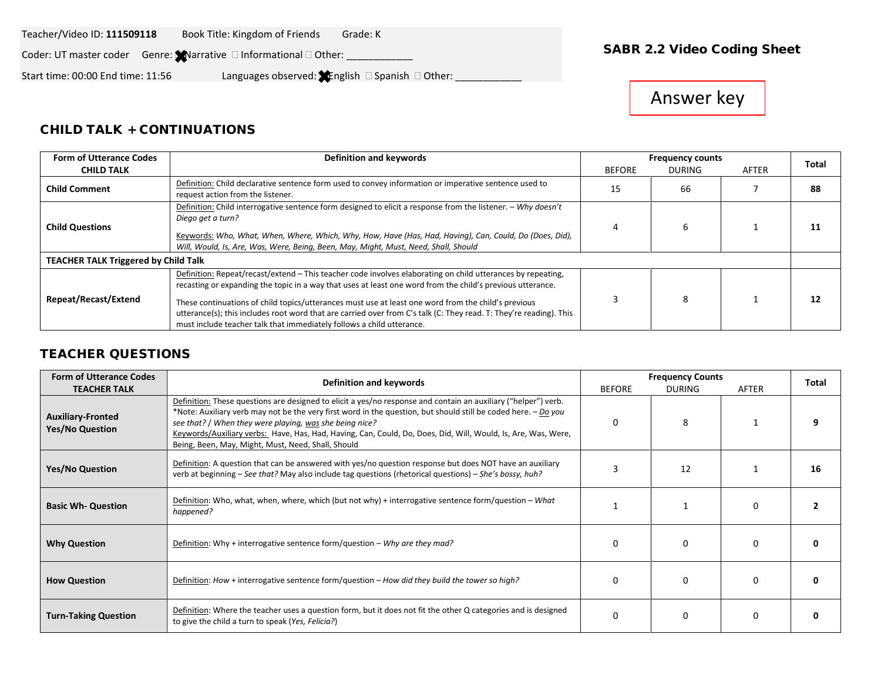Teacher/Video ID: **111509118** Book Title: Kingdom of Friends Grade: K

Coder: UT master coder Genre: ☒ Narrative ☐ Informational ☐ Other: ____________

Start time: 00:00 End time: 11:56 Languages observed: ☒ English ☐ Spanish ☐ Other: ____________

**SABR 2.2 Video Coding Sheet**

Answer key

## CHILD TALK + CONTINUATIONS

| Form of Utterance Codes CHILD TALK | Definition and keywords | Frequency counts | | | Total |
|---|---|---|---|---|---|
| | | BEFORE | DURING | AFTER | |
| **Child Comment** | Definition: Child declarative sentence form used to convey information or imperative sentence used to request action from the listener. | 15 | 66 | 7 | **88** |
| **Child Questions** | Definition: Child interrogative sentence form designed to elicit a response from the listener. – *Why doesn't Diego get a turn?* Keywords: *Who, What, When, Where, Which, Why, How, Have (Has, Had, Having), Can, Could, Do (Does, Did), Will, Would, Is, Are, Was, Were, Being, Been, May, Might, Must, Need, Shall, Should* | 4 | 6 | 1 | **11** |
| **TEACHER TALK Triggered by Child Talk** | | | | | |
| **Repeat/Recast/Extend** | Definition: Repeat/recast/extend – This teacher code involves elaborating on child utterances by repeating, recasting or expanding the topic in a way that uses at least one word from the child's previous utterance. These continuations of child topics/utterances must use at least one word from the child's previous utterance(s); this includes root word that are carried over from C's talk (C: They read. T: They're reading). This must include teacher talk that immediately follows a child utterance. | 3 | 8 | 1 | **12** |

## TEACHER QUESTIONS

| Form of Utterance Codes TEACHER TALK | Definition and keywords | Frequency Counts | | | Total |
|---|---|---|---|---|---|
| | | BEFORE | DURING | AFTER | |
| **Auxiliary-Fronted Yes/No Question** | Definition: These questions are designed to elicit a yes/no response and contain an auxiliary ("helper") verb. *Note: Auxiliary verb may not be the very first word in the question, but should still be coded here. – *Do you see that? / When they were playing, was she being nice?* Keywords/Auxiliary verbs: Have, Has, Had, Having, Can, Could, Do, Does, Did, Will, Would, Is, Are, Was, Were, Being, Been, May, Might, Must, Need, Shall, Should | 0 | 8 | 1 | **9** |
| **Yes/No Question** | Definition: A question that can be answered with yes/no question response but does NOT have an auxiliary verb at beginning – *See that?* May also include tag questions (rhetorical questions) – *She's bossy, huh?* | 3 | 12 | 1 | **16** |
| **Basic Wh- Question** | Definition: Who, what, when, where, which (but not why) + interrogative sentence form/question – *What happened?* | 1 | 1 | 0 | **2** |
| **Why Question** | Definition: Why + interrogative sentence form/question – *Why are they mad?* | 0 | 0 | 0 | **0** |
| **How Question** | Definition: *How* + interrogative sentence form/question – *How did they build the tower so high?* | 0 | 0 | 0 | **0** |
| **Turn-Taking Question** | Definition: Where the teacher uses a question form, but it does not fit the other Q categories and is designed to give the child a turn to speak (*Yes, Felicia?*) | 0 | 0 | 0 | **0** |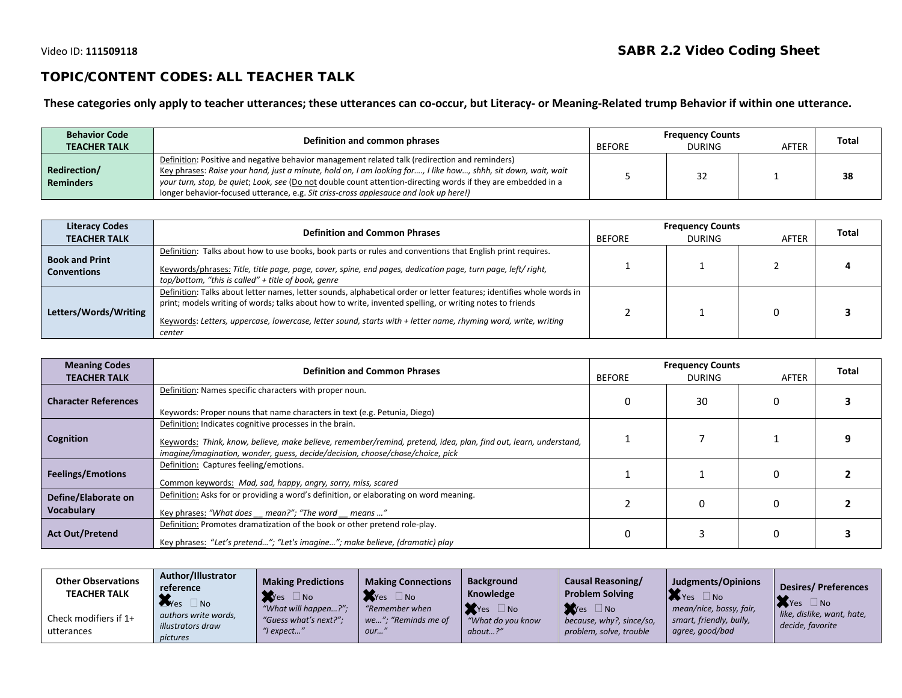Video ID: **111509118**

**SABR 2.2 Video Coding Sheet**

## TOPIC/CONTENT CODES: ALL TEACHER TALK

**These categories only apply to teacher utterances; these utterances can co-occur, but Literacy- or Meaning-Related trump Behavior if within one utterance.**

| Behavior Code TEACHER TALK | Definition and common phrases | Frequency Counts BEFORE | DURING | AFTER | Total |
|---|---|---|---|---|---|
| **Redirection/ Reminders** | Definition: Positive and negative behavior management related talk (redirection and reminders) Key phrases: *Raise your hand, just a minute, hold on, I am looking for…., I like how…, shhh, sit down, wait, wait your turn, stop, be quiet*; *Look, see* (Do not double count attention-directing words if they are embedded in a longer behavior-focused utterance, e.g. *Sit criss-cross applesauce and look up here!)* | 5 | 32 | 1 | **38** |

| Literacy Codes TEACHER TALK | Definition and Common Phrases | Frequency Counts BEFORE | DURING | AFTER | Total |
|---|---|---|---|---|---|
| **Book and Print Conventions** | Definition: Talks about how to use books, book parts or rules and conventions that English print requires. Keywords/phrases: *Title, title page, page, cover, spine, end pages, dedication page, turn page, left/ right, top/bottom, "this is called" + title of book, genre* | 1 | 1 | 2 | **4** |
| **Letters/Words/Writing** | Definition: Talks about letter names, letter sounds, alphabetical order or letter features; identifies whole words in print; models writing of words; talks about how to write, invented spelling, or writing notes to friends Keywords: *Letters, uppercase, lowercase, letter sound, starts with + letter name, rhyming word, write, writing center* | 2 | 1 | 0 | **3** |

| Meaning Codes TEACHER TALK | Definition and Common Phrases | Frequency Counts BEFORE | DURING | AFTER | Total |
|---|---|---|---|---|---|
| **Character References** | Definition: Names specific characters with proper noun. Keywords: Proper nouns that name characters in text (e.g. Petunia, Diego) | 0 | 30 | 0 | **3** |
| **Cognition** | Definition: Indicates cognitive processes in the brain. Keywords: *Think, know, believe, make believe, remember/remind, pretend, idea, plan, find out, learn, understand, imagine/imagination, wonder, guess, decide/decision, choose/chose/choice, pick* | 1 | 7 | 1 | **9** |
| **Feelings/Emotions** | Definition: Captures feeling/emotions. Common keywords: *Mad, sad, happy, angry, sorry, miss, scared* | 1 | 1 | 0 | **2** |
| **Define/Elaborate on Vocabulary** | Definition: Asks for or providing a word's definition, or elaborating on word meaning. Key phrases: *"What does \_\_ mean?"; "The word \_\_ means …"* | 2 | 0 | 0 | **2** |
| **Act Out/Pretend** | Definition: Promotes dramatization of the book or other pretend role-play. Key phrases: "*Let's pretend…"; "Let's imagine…"; make believe, (dramatic) play* | 0 | 3 | 0 | **3** |

| Other Observations TEACHER TALK | Author/Illustrator reference | Making Predictions | Making Connections | Background Knowledge | Causal Reasoning/ Problem Solving | Judgments/Opinions | Desires/ Preferences |
|---|---|---|---|---|---|---|---|
| Check modifiers if 1+ utterances | ☒ Yes ☐ No *authors write words, illustrators draw pictures* | ☒ Yes ☐ No *"What will happen…?"; "Guess what's next?"; "I expect…"* | ☒ Yes ☐ No *"Remember when we…"; "Reminds me of our…"* | ☒ Yes ☐ No *"What do you know about…?"* | ☒ Yes ☐ No *because, why?, since/so, problem, solve, trouble* | ☒ Yes ☐ No *mean/nice, bossy, fair, smart, friendly, bully, agree, good/bad* | ☒ Yes ☐ No *like, dislike, want, hate, decide, favorite* |